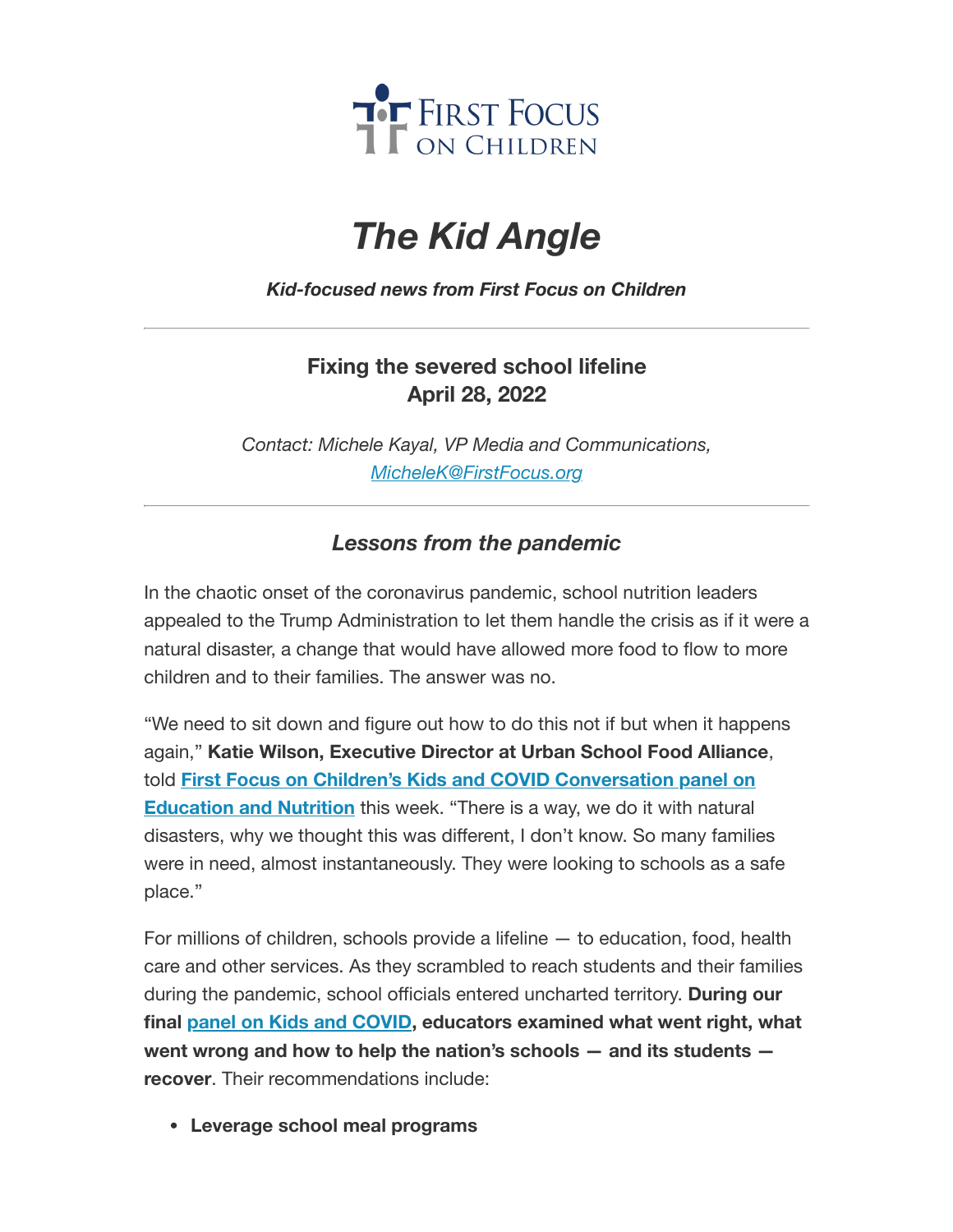First Focus on Children

# *The Kid Angle*

***Kid-focused news from First Focus on Children***

---

### Fixing the severed school lifeline
### April 28, 2022

*Contact: Michele Kayal, VP Media and Communications, [MicheleK@FirstFocus.org](mailto:MicheleK@FirstFocus.org)*

---

### *Lessons from the pandemic*

In the chaotic onset of the coronavirus pandemic, school nutrition leaders appealed to the Trump Administration to let them handle the crisis as if it were a natural disaster, a change that would have allowed more food to flow to more children and to their families. The answer was no.

"We need to sit down and figure out how to do this not if but when it happens again," **Katie Wilson, Executive Director at Urban School Food Alliance**, told **First Focus on Children's Kids and COVID Conversation panel on Education and Nutrition** this week. "There is a way, we do it with natural disasters, why we thought this was different, I don't know. So many families were in need, almost instantaneously. They were looking to schools as a safe place."

For millions of children, schools provide a lifeline — to education, food, health care and other services. As they scrambled to reach students and their families during the pandemic, school officials entered uncharted territory. **During our final panel on Kids and COVID, educators examined what went right, what went wrong and how to help the nation's schools — and its students — recover**. Their recommendations include:

- **Leverage school meal programs**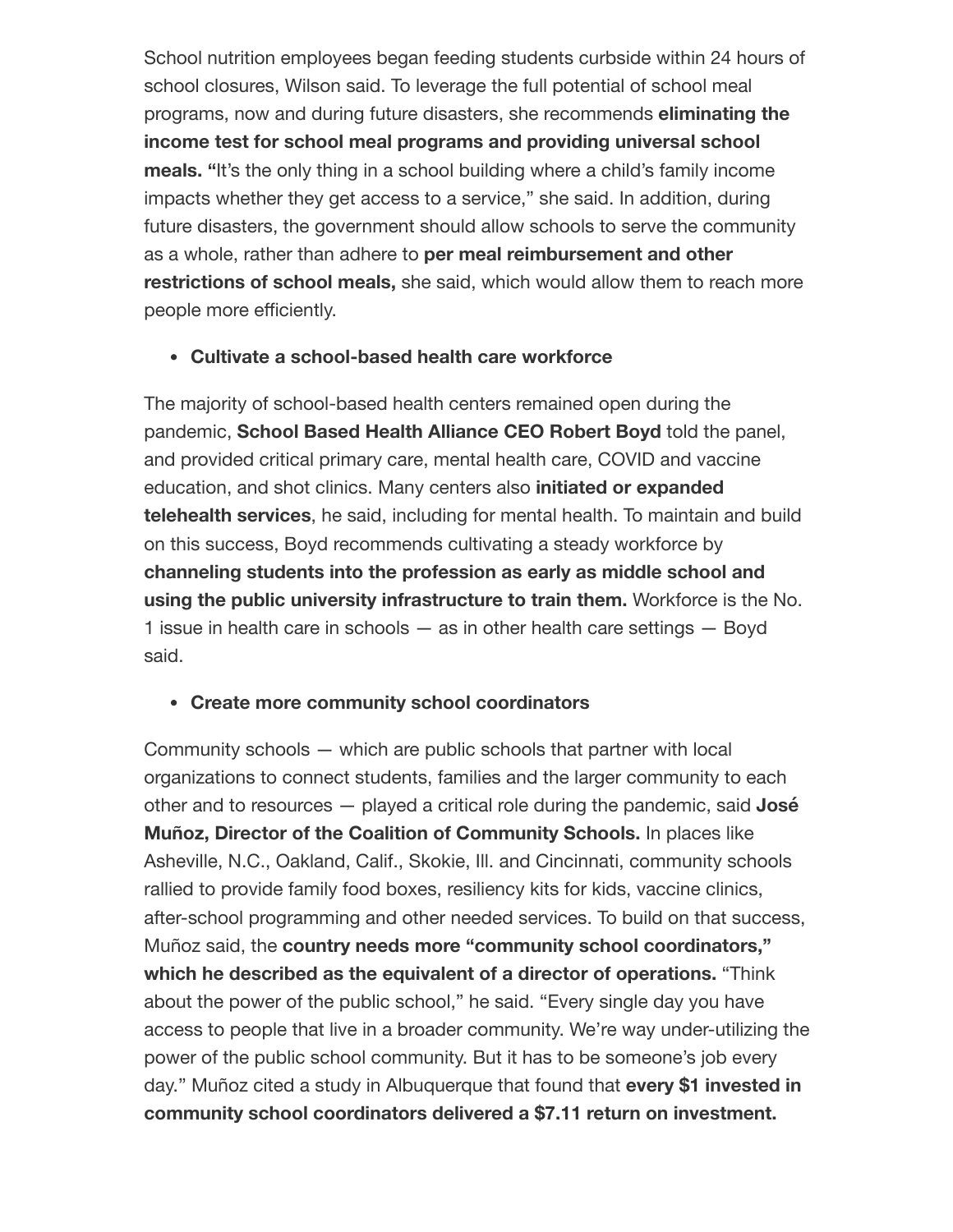School nutrition employees began feeding students curbside within 24 hours of school closures, Wilson said. To leverage the full potential of school meal programs, now and during future disasters, she recommends **eliminating the income test for school meal programs and providing universal school meals.** "It's the only thing in a school building where a child's family income impacts whether they get access to a service," she said. In addition, during future disasters, the government should allow schools to serve the community as a whole, rather than adhere to **per meal reimbursement and other restrictions of school meals,** she said, which would allow them to reach more people more efficiently.

- **Cultivate a school-based health care workforce**

The majority of school-based health centers remained open during the pandemic, **School Based Health Alliance CEO Robert Boyd** told the panel, and provided critical primary care, mental health care, COVID and vaccine education, and shot clinics. Many centers also **initiated or expanded telehealth services**, he said, including for mental health. To maintain and build on this success, Boyd recommends cultivating a steady workforce by **channeling students into the profession as early as middle school and using the public university infrastructure to train them.** Workforce is the No. 1 issue in health care in schools — as in other health care settings — Boyd said.

- **Create more community school coordinators**

Community schools — which are public schools that partner with local organizations to connect students, families and the larger community to each other and to resources — played a critical role during the pandemic, said **José Muñoz, Director of the Coalition of Community Schools.** In places like Asheville, N.C., Oakland, Calif., Skokie, Ill. and Cincinnati, community schools rallied to provide family food boxes, resiliency kits for kids, vaccine clinics, after-school programming and other needed services. To build on that success, Muñoz said, the **country needs more "community school coordinators," which he described as the equivalent of a director of operations.** "Think about the power of the public school," he said. "Every single day you have access to people that live in a broader community. We're way under-utilizing the power of the public school community. But it has to be someone's job every day." Muñoz cited a study in Albuquerque that found that **every $1 invested in community school coordinators delivered a $7.11 return on investment.**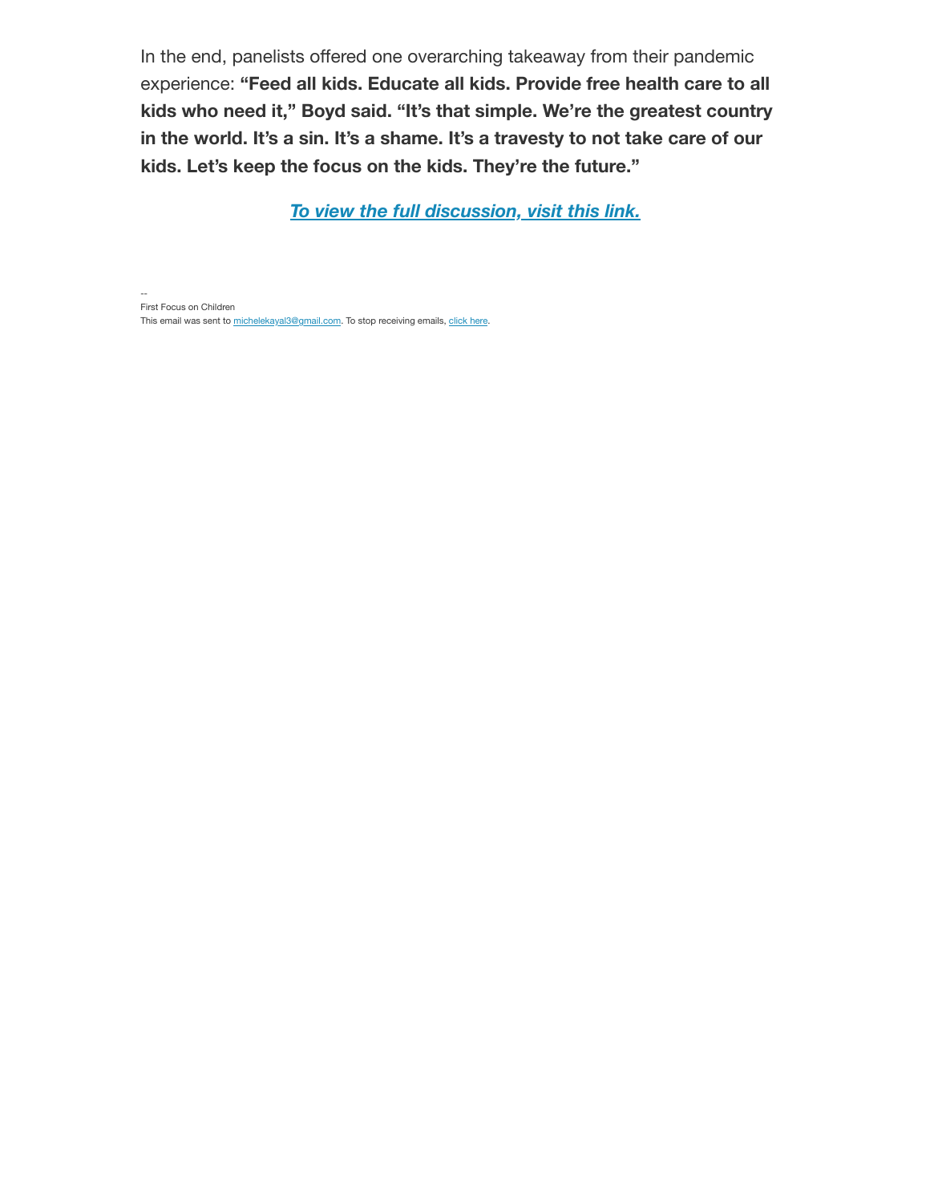In the end, panelists offered one overarching takeaway from their pandemic experience: **"Feed all kids. Educate all kids. Provide free health care to all kids who need it," Boyd said. "It's that simple. We're the greatest country in the world. It's a sin. It's a shame. It's a travesty to not take care of our kids. Let's keep the focus on the kids. They're the future."**

***To view the full discussion, visit this link.***

--
First Focus on Children
This email was sent to michelekayal3@gmail.com. To stop receiving emails, click here.